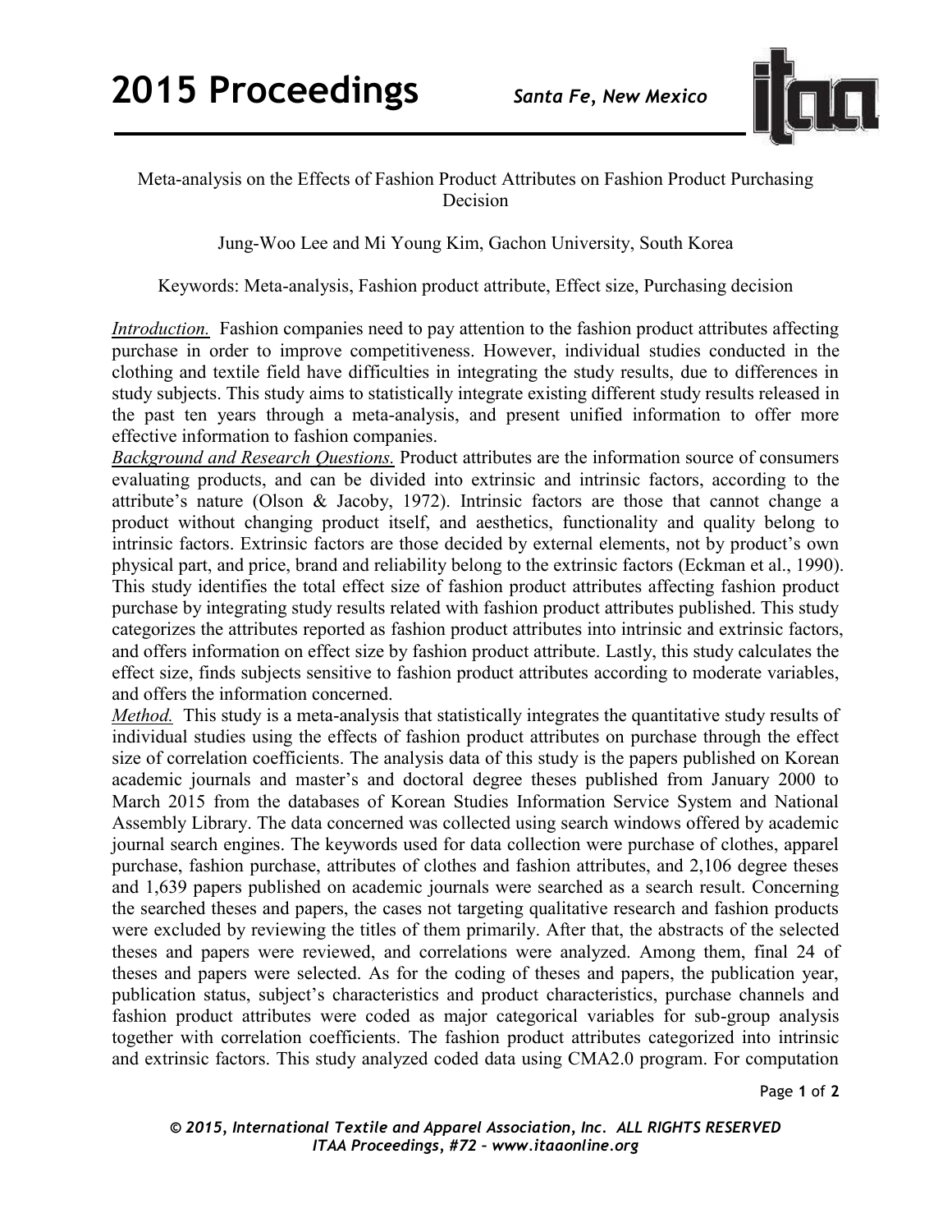# Meta-analysis on the Effects of Fashion Product Attributes on Fashion Product Purchasing Decision

Jung-Woo Lee and Mi Young Kim, Gachon University, South Korea

Keywords: Meta-analysis, Fashion product attribute, Effect size, Purchasing decision

*Introduction.* Fashion companies need to pay attention to the fashion product attributes affecting purchase in order to improve competitiveness. However, individual studies conducted in the clothing and textile field have difficulties in integrating the study results, due to differences in study subjects. This study aims to statistically integrate existing different study results released in the past ten years through a meta-analysis, and present unified information to offer more effective information to fashion companies.

*Background and Research Questions.* Product attributes are the information source of consumers evaluating products, and can be divided into extrinsic and intrinsic factors, according to the attribute's nature (Olson & Jacoby, 1972). Intrinsic factors are those that cannot change a product without changing product itself, and aesthetics, functionality and quality belong to intrinsic factors. Extrinsic factors are those decided by external elements, not by product's own physical part, and price, brand and reliability belong to the extrinsic factors (Eckman et al., 1990). This study identifies the total effect size of fashion product attributes affecting fashion product purchase by integrating study results related with fashion product attributes published. This study categorizes the attributes reported as fashion product attributes into intrinsic and extrinsic factors, and offers information on effect size by fashion product attribute. Lastly, this study calculates the effect size, finds subjects sensitive to fashion product attributes according to moderate variables, and offers the information concerned.

*Method.* This study is a meta-analysis that statistically integrates the quantitative study results of individual studies using the effects of fashion product attributes on purchase through the effect size of correlation coefficients. The analysis data of this study is the papers published on Korean academic journals and master's and doctoral degree theses published from January 2000 to March 2015 from the databases of Korean Studies Information Service System and National Assembly Library. The data concerned was collected using search windows offered by academic journal search engines. The keywords used for data collection were purchase of clothes, apparel purchase, fashion purchase, attributes of clothes and fashion attributes, and 2,106 degree theses and 1,639 papers published on academic journals were searched as a search result. Concerning the searched theses and papers, the cases not targeting qualitative research and fashion products were excluded by reviewing the titles of them primarily. After that, the abstracts of the selected theses and papers were reviewed, and correlations were analyzed. Among them, final 24 of theses and papers were selected. As for the coding of theses and papers, the publication year, publication status, subject's characteristics and product characteristics, purchase channels and fashion product attributes were coded as major categorical variables for sub-group analysis together with correlation coefficients. The fashion product attributes categorized into intrinsic and extrinsic factors. This study analyzed coded data using CMA2.0 program. For computation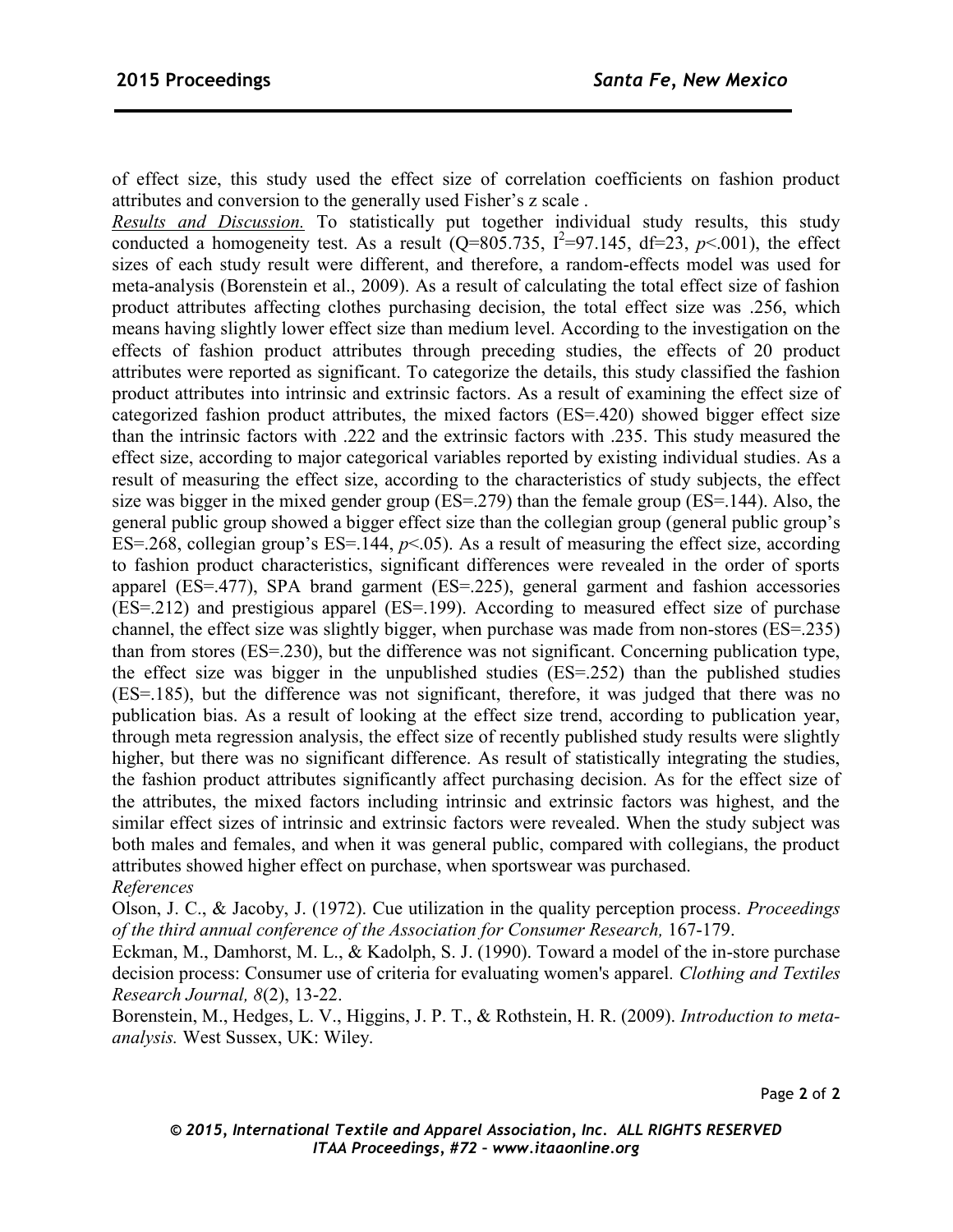of effect size, this study used the effect size of correlation coefficients on fashion product attributes and conversion to the generally used Fisher's z scale .

*Results and Discussion.* To statistically put together individual study results, this study conducted a homogeneity test. As a result ($Q=805.735$, $I^2=97.145$, $df=23$, $p<.001$), the effect sizes of each study result were different, and therefore, a random-effects model was used for meta-analysis (Borenstein et al., 2009). As a result of calculating the total effect size of fashion product attributes affecting clothes purchasing decision, the total effect size was .256, which means having slightly lower effect size than medium level. According to the investigation on the effects of fashion product attributes through preceding studies, the effects of 20 product attributes were reported as significant. To categorize the details, this study classified the fashion product attributes into intrinsic and extrinsic factors. As a result of examining the effect size of categorized fashion product attributes, the mixed factors (ES=.420) showed bigger effect size than the intrinsic factors with .222 and the extrinsic factors with .235. This study measured the effect size, according to major categorical variables reported by existing individual studies. As a result of measuring the effect size, according to the characteristics of study subjects, the effect size was bigger in the mixed gender group (ES=.279) than the female group (ES=.144). Also, the general public group showed a bigger effect size than the collegian group (general public group's ES=.268, collegian group's ES=.144, $p<.05$). As a result of measuring the effect size, according to fashion product characteristics, significant differences were revealed in the order of sports apparel (ES=.477), SPA brand garment (ES=.225), general garment and fashion accessories (ES=.212) and prestigious apparel (ES=.199). According to measured effect size of purchase channel, the effect size was slightly bigger, when purchase was made from non-stores (ES=.235) than from stores (ES=.230), but the difference was not significant. Concerning publication type, the effect size was bigger in the unpublished studies (ES=.252) than the published studies (ES=.185), but the difference was not significant, therefore, it was judged that there was no publication bias. As a result of looking at the effect size trend, according to publication year, through meta regression analysis, the effect size of recently published study results were slightly higher, but there was no significant difference. As result of statistically integrating the studies, the fashion product attributes significantly affect purchasing decision. As for the effect size of the attributes, the mixed factors including intrinsic and extrinsic factors was highest, and the similar effect sizes of intrinsic and extrinsic factors were revealed. When the study subject was both males and females, and when it was general public, compared with collegians, the product attributes showed higher effect on purchase, when sportswear was purchased.

*References*

Olson, J. C., & Jacoby, J. (1972). Cue utilization in the quality perception process. *Proceedings of the third annual conference of the Association for Consumer Research,* 167-179.

Eckman, M., Damhorst, M. L., & Kadolph, S. J. (1990). Toward a model of the in-store purchase decision process: Consumer use of criteria for evaluating women's apparel. *Clothing and Textiles Research Journal, 8*(2), 13-22.

Borenstein, M., Hedges, L. V., Higgins, J. P. T., & Rothstein, H. R. (2009). *Introduction to meta-analysis.* West Sussex, UK: Wiley.